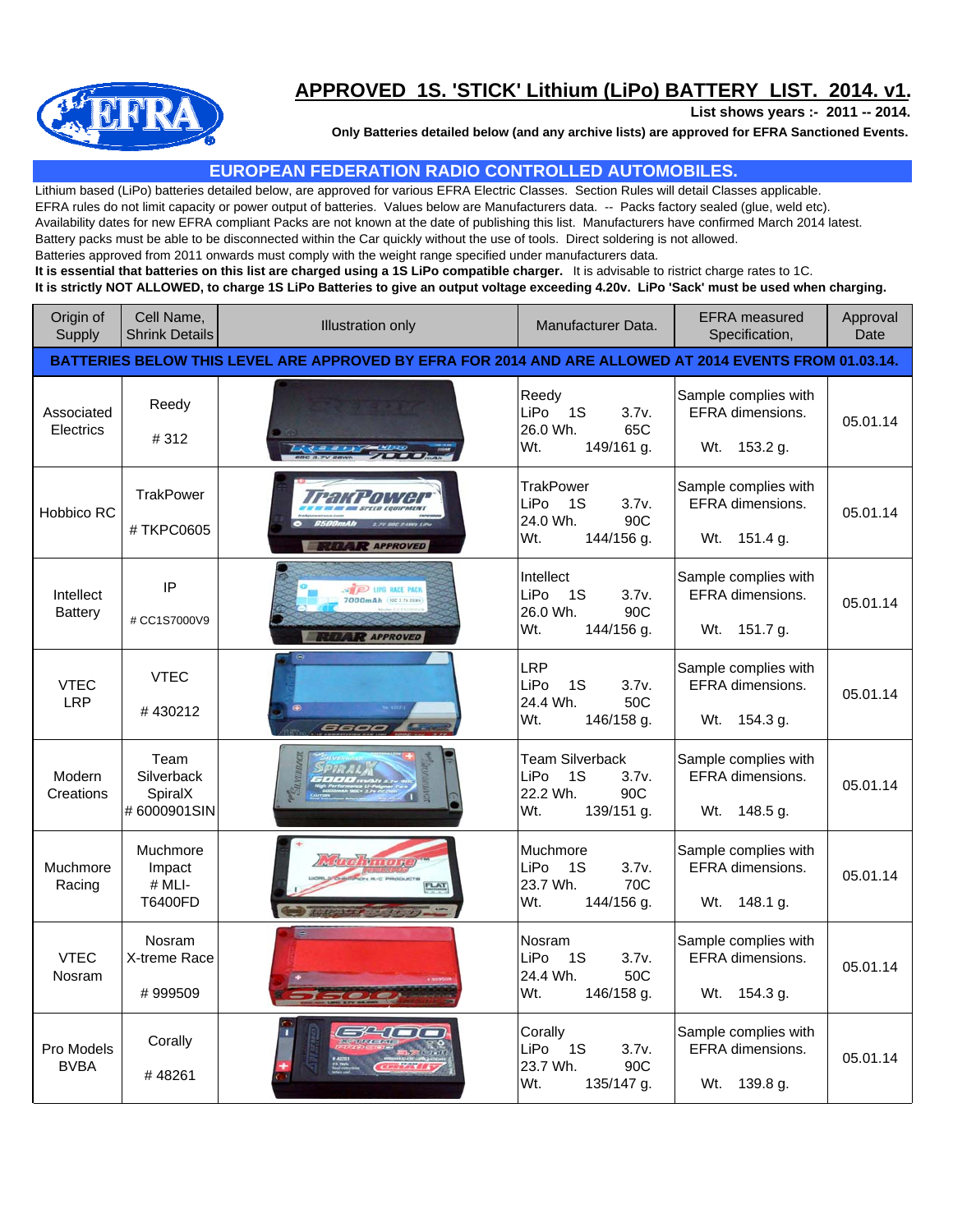# APPROVED 1S. 'STICK' Lithium (LiPo) BATTERY LIST. 2014. v1.

**List shows years :- 2011 -- 2014.**

**Only Batteries detailed below (and any archive lists) are approved for EFRA Sanctioned Events.**

## EUROPEAN FEDERATION RADIO CONTROLLED AUTOMOBILES.

Lithium based (LiPo) batteries detailed below, are approved for various EFRA Electric Classes. Section Rules will detail Classes applicable.
EFRA rules do not limit capacity or power output of batteries. Values below are Manufacturers data. -- Packs factory sealed (glue, weld etc).
Availability dates for new EFRA compliant Packs are not known at the date of publishing this list. Manufacturers have confirmed March 2014 latest.
Battery packs must be able to be disconnected within the Car quickly without the use of tools. Direct soldering is not allowed.
Batteries approved from 2011 onwards must comply with the weight range specified under manufacturers data.
**It is essential that batteries on this list are charged using a 1S LiPo compatible charger.** It is advisable to ristrict charge rates to 1C.
**It is strictly NOT ALLOWED, to charge 1S LiPo Batteries to give an output voltage exceeding 4.20v. LiPo 'Sack' must be used when charging.**

| Origin of Supply | Cell Name, Shrink Details | Illustration only | Manufacturer Data. | EFRA measured Specification, | Approval Date |
|---|---|---|---|---|---|
| **BATTERIES BELOW THIS LEVEL ARE APPROVED BY EFRA FOR 2014 AND ARE ALLOWED AT 2014 EVENTS FROM 01.03.14.** | | | | | |
| Associated Electrics | Reedy # 312 | | Reedy LiPo 1S 3.7v. 26.0 Wh. 65C Wt. 149/161 g. | Sample complies with EFRA dimensions. Wt. 153.2 g. | 05.01.14 |
| Hobbico RC | TrakPower # TKPC0605 | | TrakPower LiPo 1S 3.7v. 24.0 Wh. 90C Wt. 144/156 g. | Sample complies with EFRA dimensions. Wt. 151.4 g. | 05.01.14 |
| Intellect Battery | IP # CC1S7000V9 | | Intellect LiPo 1S 3.7v. 26.0 Wh. 90C Wt. 144/156 g. | Sample complies with EFRA dimensions. Wt. 151.7 g. | 05.01.14 |
| VTEC LRP | VTEC # 430212 | | LRP LiPo 1S 3.7v. 24.4 Wh. 50C Wt. 146/158 g. | Sample complies with EFRA dimensions. Wt. 154.3 g. | 05.01.14 |
| Modern Creations | Team Silverback SpiralX # 6000901SIN | | Team Silverback LiPo 1S 3.7v. 22.2 Wh. 90C Wt. 139/151 g. | Sample complies with EFRA dimensions. Wt. 148.5 g. | 05.01.14 |
| Muchmore Racing | Muchmore Impact # MLI-T6400FD | | Muchmore LiPo 1S 3.7v. 23.7 Wh. 70C Wt. 144/156 g. | Sample complies with EFRA dimensions. Wt. 148.1 g. | 05.01.14 |
| VTEC Nosram | Nosram X-treme Race # 999509 | | Nosram LiPo 1S 3.7v. 24.4 Wh. 50C Wt. 146/158 g. | Sample complies with EFRA dimensions. Wt. 154.3 g. | 05.01.14 |
| Pro Models BVBA | Corally # 48261 | | Corally LiPo 1S 3.7v. 23.7 Wh. 90C Wt. 135/147 g. | Sample complies with EFRA dimensions. Wt. 139.8 g. | 05.01.14 |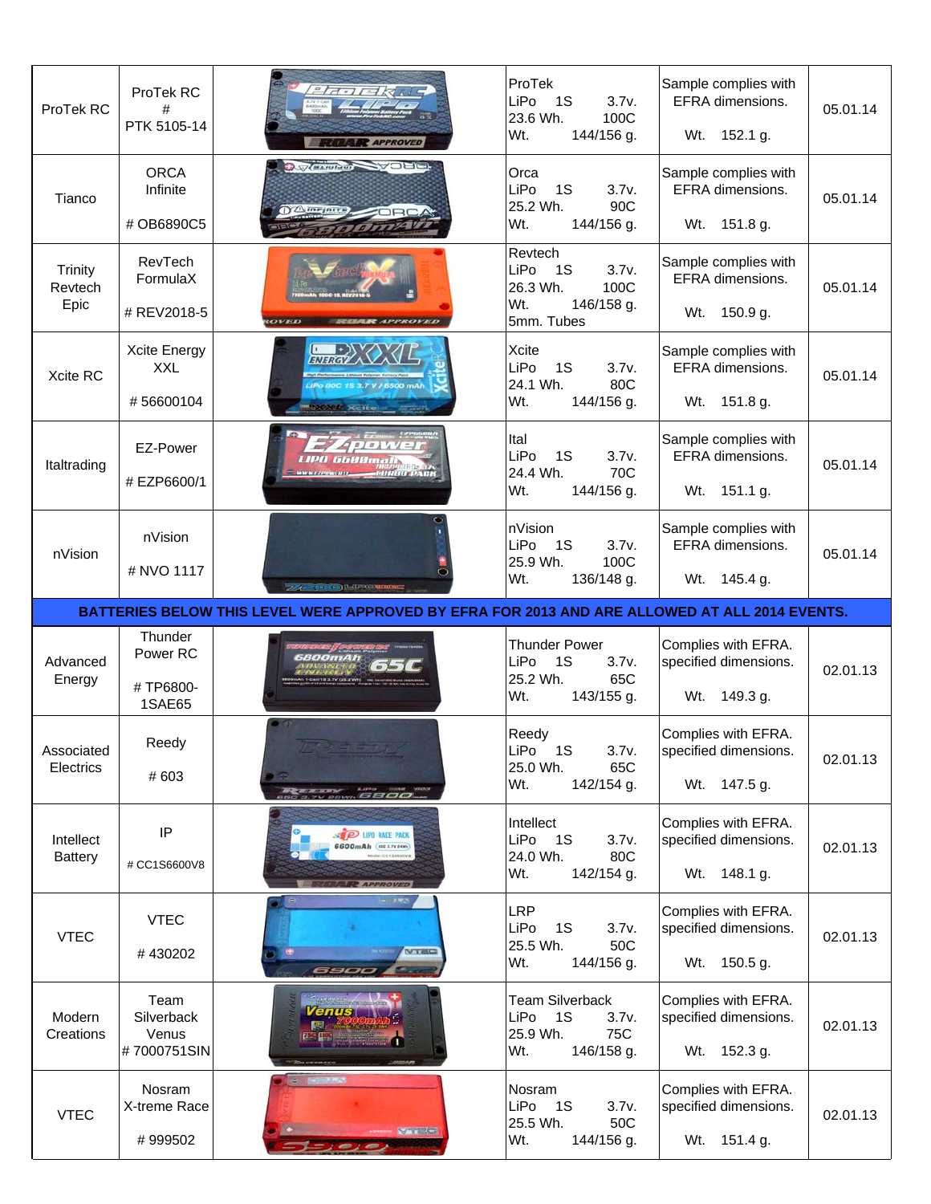| | | | | | |
|---|---|---|---|---|---|
| ProTek RC | ProTek RC # PTK 5105-14 | | ProTek LiPo 1S 3.7v. 23.6 Wh. 100C Wt. 144/156 g. | Sample complies with EFRA dimensions. Wt. 152.1 g. | 05.01.14 |
| Tianco | ORCA Infinite # OB6890C5 | | Orca LiPo 1S 3.7v. 25.2 Wh. 90C Wt. 144/156 g. | Sample complies with EFRA dimensions. Wt. 151.8 g. | 05.01.14 |
| Trinity Revtech Epic | RevTech FormulaX # REV2018-5 | | Revtech LiPo 1S 3.7v. 26.3 Wh. 100C Wt. 146/158 g. 5mm. Tubes | Sample complies with EFRA dimensions. Wt. 150.9 g. | 05.01.14 |
| Xcite RC | Xcite Energy XXL # 56600104 | | Xcite LiPo 1S 3.7v. 24.1 Wh. 80C Wt. 144/156 g. | Sample complies with EFRA dimensions. Wt. 151.8 g. | 05.01.14 |
| Italtrading | EZ-Power # EZP6600/1 | | Ital LiPo 1S 3.7v. 24.4 Wh. 70C Wt. 144/156 g. | Sample complies with EFRA dimensions. Wt. 151.1 g. | 05.01.14 |
| nVision | nVision # NVO 1117 | | nVision LiPo 1S 3.7v. 25.9 Wh. 100C Wt. 136/148 g. | Sample complies with EFRA dimensions. Wt. 145.4 g. | 05.01.14 |
| **BATTERIES BELOW THIS LEVEL WERE APPROVED BY EFRA FOR 2013 AND ARE ALLOWED AT ALL 2014 EVENTS.** | | | | | |
| Advanced Energy | Thunder Power RC # TP6800-1SAE65 | | Thunder Power LiPo 1S 3.7v. 25.2 Wh. 65C Wt. 143/155 g. | Complies with EFRA. specified dimensions. Wt. 149.3 g. | 02.01.13 |
| Associated Electrics | Reedy # 603 | | Reedy LiPo 1S 3.7v. 25.0 Wh. 65C Wt. 142/154 g. | Complies with EFRA. specified dimensions. Wt. 147.5 g. | 02.01.13 |
| Intellect Battery | IP # CC1S6600V8 | | Intellect LiPo 1S 3.7v. 24.0 Wh. 80C Wt. 142/154 g. | Complies with EFRA. specified dimensions. Wt. 148.1 g. | 02.01.13 |
| VTEC | VTEC # 430202 | | LRP LiPo 1S 3.7v. 25.5 Wh. 50C Wt. 144/156 g. | Complies with EFRA. specified dimensions. Wt. 150.5 g. | 02.01.13 |
| Modern Creations | Team Silverback Venus # 7000751SIN | | Team Silverback LiPo 1S 3.7v. 25.9 Wh. 75C Wt. 146/158 g. | Complies with EFRA. specified dimensions. Wt. 152.3 g. | 02.01.13 |
| VTEC | Nosram X-treme Race # 999502 | | Nosram LiPo 1S 3.7v. 25.5 Wh. 50C Wt. 144/156 g. | Complies with EFRA. specified dimensions. Wt. 151.4 g. | 02.01.13 |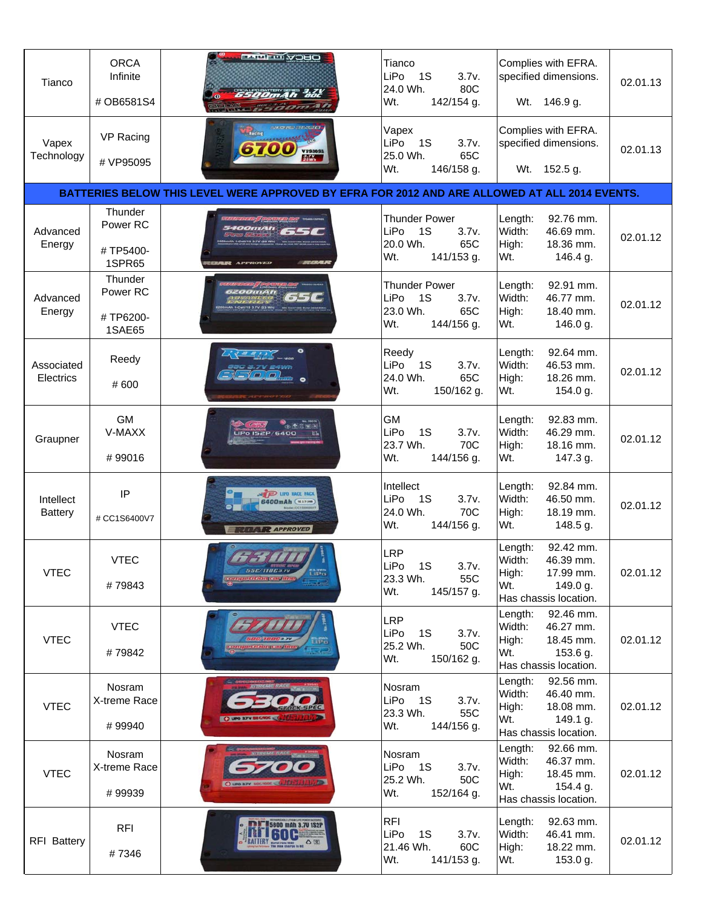| | | | | | |
|---|---|---|---|---|---|
| Tianco | ORCA Infinite<br><br># OB6581S4 | | Tianco<br>LiPo 1S 3.7v.<br>24.0 Wh. 80C<br>Wt. 142/154 g. | Complies with EFRA. specified dimensions.<br><br>Wt. 146.9 g. | 02.01.13 |
| Vapex Technology | VP Racing<br><br># VP95095 | | Vapex<br>LiPo 1S 3.7v.<br>25.0 Wh. 65C<br>Wt. 146/158 g. | Complies with EFRA. specified dimensions.<br><br>Wt. 152.5 g. | 02.01.13 |
| **BATTERIES BELOW THIS LEVEL WERE APPROVED BY EFRA FOR 2012 AND ARE ALLOWED AT ALL 2014 EVENTS.** | | | | | |
| Advanced Energy | Thunder Power RC<br><br># TP5400-1SPR65 | | Thunder Power<br>LiPo 1S 3.7v.<br>20.0 Wh. 65C<br>Wt. 141/153 g. | Length: 92.76 mm.<br>Width: 46.69 mm.<br>High: 18.36 mm.<br>Wt. 146.4 g. | 02.01.12 |
| Advanced Energy | Thunder Power RC<br><br># TP6200-1SAE65 | | Thunder Power<br>LiPo 1S 3.7v.<br>23.0 Wh. 65C<br>Wt. 144/156 g. | Length: 92.91 mm.<br>Width: 46.77 mm.<br>High: 18.40 mm.<br>Wt. 146.0 g. | 02.01.12 |
| Associated Electrics | Reedy<br><br># 600 | | Reedy<br>LiPo 1S 3.7v.<br>24.0 Wh. 65C<br>Wt. 150/162 g. | Length: 92.64 mm.<br>Width: 46.53 mm.<br>High: 18.26 mm.<br>Wt. 154.0 g. | 02.01.12 |
| Graupner | GM V-MAXX<br><br># 99016 | | GM<br>LiPo 1S 3.7v.<br>23.7 Wh. 70C<br>Wt. 144/156 g. | Length: 92.83 mm.<br>Width: 46.29 mm.<br>High: 18.16 mm.<br>Wt. 147.3 g. | 02.01.12 |
| Intellect Battery | IP<br><br># CC1S6400V7 | | Intellect<br>LiPo 1S 3.7v.<br>24.0 Wh. 70C<br>Wt. 144/156 g. | Length: 92.84 mm.<br>Width: 46.50 mm.<br>High: 18.19 mm.<br>Wt. 148.5 g. | 02.01.12 |
| VTEC | VTEC<br><br># 79843 | | LRP<br>LiPo 1S 3.7v.<br>23.3 Wh. 55C<br>Wt. 145/157 g. | Length: 92.42 mm.<br>Width: 46.39 mm.<br>High: 17.99 mm.<br>Wt. 149.0 g.<br>Has chassis location. | 02.01.12 |
| VTEC | VTEC<br><br># 79842 | | LRP<br>LiPo 1S 3.7v.<br>25.2 Wh. 50C<br>Wt. 150/162 g. | Length: 92.46 mm.<br>Width: 46.27 mm.<br>High: 18.45 mm.<br>Wt. 153.6 g.<br>Has chassis location. | 02.01.12 |
| VTEC | Nosram X-treme Race<br><br># 99940 | | Nosram<br>LiPo 1S 3.7v.<br>23.3 Wh. 55C<br>Wt. 144/156 g. | Length: 92.56 mm.<br>Width: 46.40 mm.<br>High: 18.08 mm.<br>Wt. 149.1 g.<br>Has chassis location. | 02.01.12 |
| VTEC | Nosram X-treme Race<br><br># 99939 | | Nosram<br>LiPo 1S 3.7v.<br>25.2 Wh. 50C<br>Wt. 152/164 g. | Length: 92.66 mm.<br>Width: 46.37 mm.<br>High: 18.45 mm.<br>Wt. 154.4 g.<br>Has chassis location. | 02.01.12 |
| RFI Battery | RFI<br><br># 7346 | | RFI<br>LiPo 1S 3.7v.<br>21.46 Wh. 60C<br>Wt. 141/153 g. | Length: 92.63 mm.<br>Width: 46.41 mm.<br>High: 18.22 mm.<br>Wt. 153.0 g. | 02.01.12 |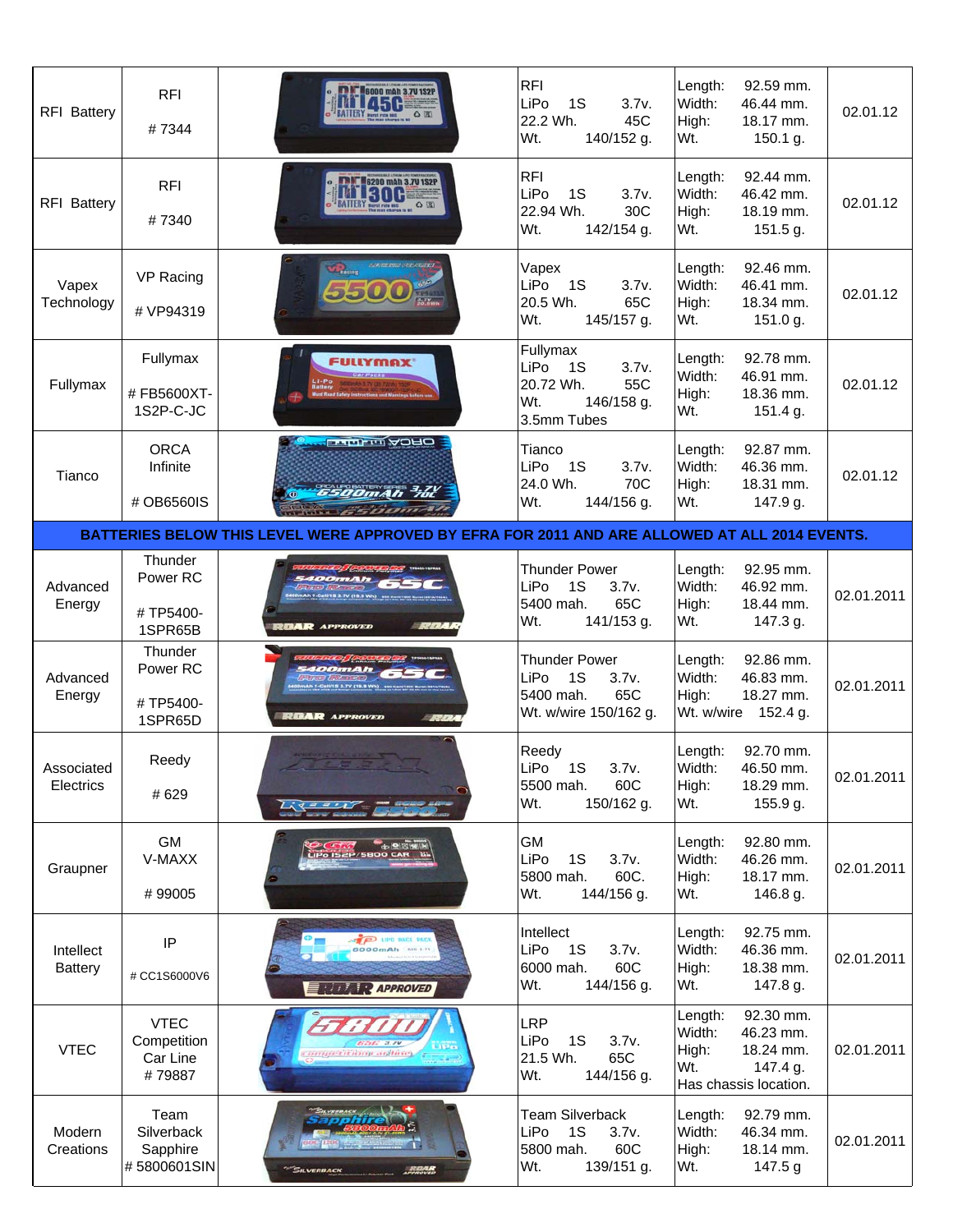| | | | | | |
|---|---|---|---|---|---|
| RFI Battery | RFI<br><br># 7344 | | RFI<br>LiPo 1S 3.7v.<br>22.2 Wh. 45C<br>Wt. 140/152 g. | Length: 92.59 mm.<br>Width: 46.44 mm.<br>High: 18.17 mm.<br>Wt. 150.1 g. | 02.01.12 |
| RFI Battery | RFI<br><br># 7340 | | RFI<br>LiPo 1S 3.7v.<br>22.94 Wh. 30C<br>Wt. 142/154 g. | Length: 92.44 mm.<br>Width: 46.42 mm.<br>High: 18.19 mm.<br>Wt. 151.5 g. | 02.01.12 |
| Vapex Technology | VP Racing<br><br># VP94319 | | Vapex<br>LiPo 1S 3.7v.<br>20.5 Wh. 65C<br>Wt. 145/157 g. | Length: 92.46 mm.<br>Width: 46.41 mm.<br>High: 18.34 mm.<br>Wt. 151.0 g. | 02.01.12 |
| Fullymax | Fullymax<br><br># FB5600XT-1S2P-C-JC | | Fullymax<br>LiPo 1S 3.7v.<br>20.72 Wh. 55C<br>Wt. 146/158 g.<br>3.5mm Tubes | Length: 92.78 mm.<br>Width: 46.91 mm.<br>High: 18.36 mm.<br>Wt. 151.4 g. | 02.01.12 |
| Tianco | ORCA<br>Infinite<br><br># OB6560IS | | Tianco<br>LiPo 1S 3.7v.<br>24.0 Wh. 70C<br>Wt. 144/156 g. | Length: 92.87 mm.<br>Width: 46.36 mm.<br>High: 18.31 mm.<br>Wt. 147.9 g. | 02.01.12 |
| **BATTERIES BELOW THIS LEVEL WERE APPROVED BY EFRA FOR 2011 AND ARE ALLOWED AT ALL 2014 EVENTS.** | | | | | |
| Advanced Energy | Thunder Power RC<br><br># TP5400-1SPR65B | | Thunder Power<br>LiPo 1S 3.7v.<br>5400 mah. 65C<br>Wt. 141/153 g. | Length: 92.95 mm.<br>Width: 46.92 mm.<br>High: 18.44 mm.<br>Wt. 147.3 g. | 02.01.2011 |
| Advanced Energy | Thunder Power RC<br><br># TP5400-1SPR65D | | Thunder Power<br>LiPo 1S 3.7v.<br>5400 mah. 65C<br>Wt. w/wire 150/162 g. | Length: 92.86 mm.<br>Width: 46.83 mm.<br>High: 18.27 mm.<br>Wt. w/wire 152.4 g. | 02.01.2011 |
| Associated Electrics | Reedy<br><br># 629 | | Reedy<br>LiPo 1S 3.7v.<br>5500 mah. 60C<br>Wt. 150/162 g. | Length: 92.70 mm.<br>Width: 46.50 mm.<br>High: 18.29 mm.<br>Wt. 155.9 g. | 02.01.2011 |
| Graupner | GM<br>V-MAXX<br><br># 99005 | | GM<br>LiPo 1S 3.7v.<br>5800 mah. 60C.<br>Wt. 144/156 g. | Length: 92.80 mm.<br>Width: 46.26 mm.<br>High: 18.17 mm.<br>Wt. 146.8 g. | 02.01.2011 |
| Intellect Battery | IP<br><br># CC1S6000V6 | | Intellect<br>LiPo 1S 3.7v.<br>6000 mah. 60C<br>Wt. 144/156 g. | Length: 92.75 mm.<br>Width: 46.36 mm.<br>High: 18.38 mm.<br>Wt. 147.8 g. | 02.01.2011 |
| VTEC | VTEC<br>Competition<br>Car Line<br># 79887 | | LRP<br>LiPo 1S 3.7v.<br>21.5 Wh. 65C<br>Wt. 144/156 g. | Length: 92.30 mm.<br>Width: 46.23 mm.<br>High: 18.24 mm.<br>Wt. 147.4 g.<br>Has chassis location. | 02.01.2011 |
| Modern Creations | Team<br>Silverback<br>Sapphire<br># 5800601SIN | | Team Silverback<br>LiPo 1S 3.7v.<br>5800 mah. 60C<br>Wt. 139/151 g. | Length: 92.79 mm.<br>Width: 46.34 mm.<br>High: 18.14 mm.<br>Wt. 147.5 g | 02.01.2011 |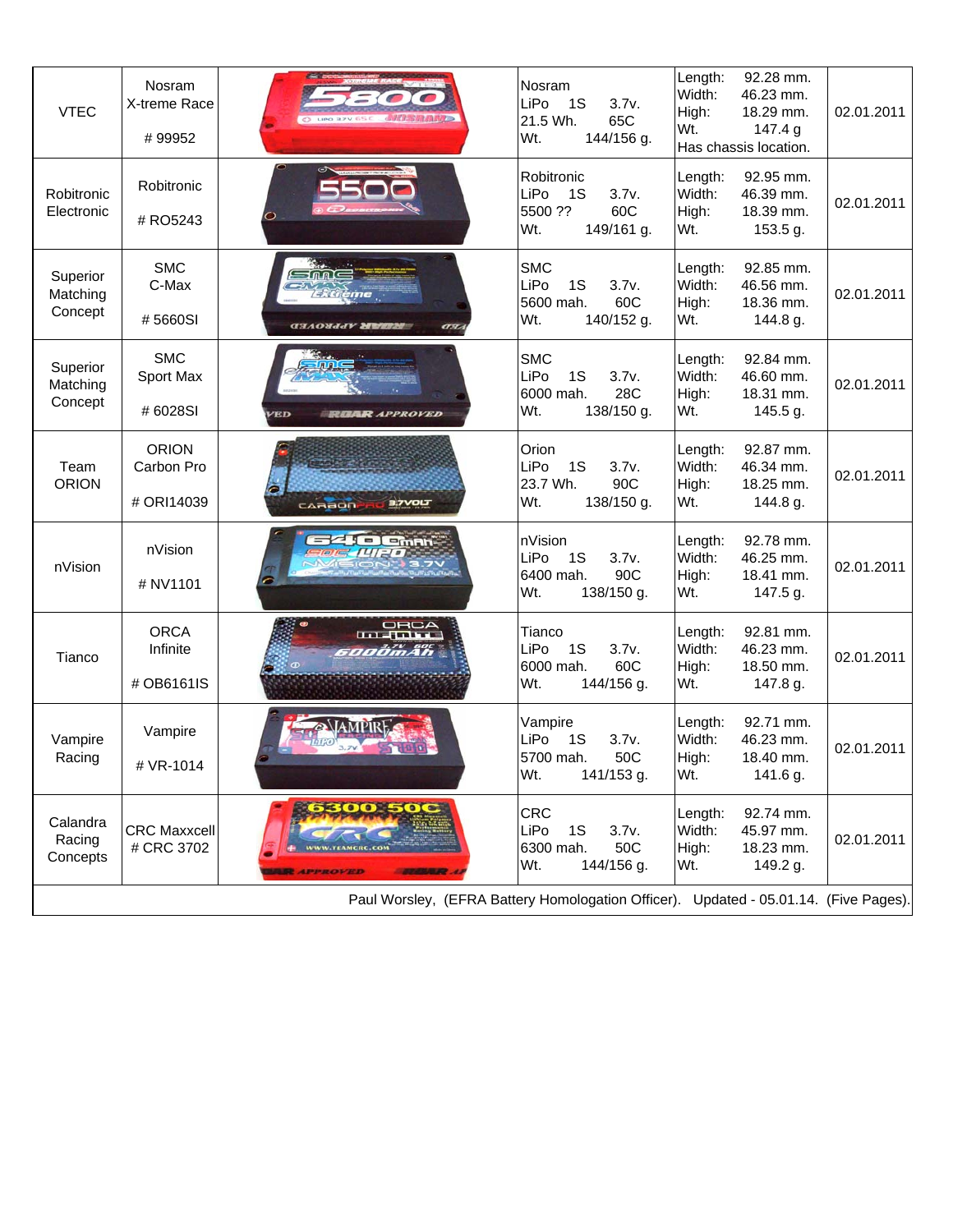| | | | | | |
|---|---|---|---|---|---|
| VTEC | Nosram X-treme Race # 99952 | | Nosram LiPo 1S 3.7v. 21.5 Wh. 65C Wt. 144/156 g. | Length: 92.28 mm. Width: 46.23 mm. High: 18.29 mm. Wt. 147.4 g Has chassis location. | 02.01.2011 |
| Robitronic Electronic | Robitronic # RO5243 | | Robitronic LiPo 1S 3.7v. 5500 ?? 60C Wt. 149/161 g. | Length: 92.95 mm. Width: 46.39 mm. High: 18.39 mm. Wt. 153.5 g. | 02.01.2011 |
| Superior Matching Concept | SMC C-Max # 5660SI | | SMC LiPo 1S 3.7v. 5600 mah. 60C Wt. 140/152 g. | Length: 92.85 mm. Width: 46.56 mm. High: 18.36 mm. Wt. 144.8 g. | 02.01.2011 |
| Superior Matching Concept | SMC Sport Max # 6028SI | | SMC LiPo 1S 3.7v. 6000 mah. 28C Wt. 138/150 g. | Length: 92.84 mm. Width: 46.60 mm. High: 18.31 mm. Wt. 145.5 g. | 02.01.2011 |
| Team ORION | ORION Carbon Pro # ORI14039 | | Orion LiPo 1S 3.7v. 23.7 Wh. 90C Wt. 138/150 g. | Length: 92.87 mm. Width: 46.34 mm. High: 18.25 mm. Wt. 144.8 g. | 02.01.2011 |
| nVision | nVision # NV1101 | | nVision LiPo 1S 3.7v. 6400 mah. 90C Wt. 138/150 g. | Length: 92.78 mm. Width: 46.25 mm. High: 18.41 mm. Wt. 147.5 g. | 02.01.2011 |
| Tianco | ORCA Infinite # OB6161IS | | Tianco LiPo 1S 3.7v. 6000 mah. 60C Wt. 144/156 g. | Length: 92.81 mm. Width: 46.23 mm. High: 18.50 mm. Wt. 147.8 g. | 02.01.2011 |
| Vampire Racing | Vampire # VR-1014 | | Vampire LiPo 1S 3.7v. 5700 mah. 50C Wt. 141/153 g. | Length: 92.71 mm. Width: 46.23 mm. High: 18.40 mm. Wt. 141.6 g. | 02.01.2011 |
| Calandra Racing Concepts | CRC Maxxcell # CRC 3702 | | CRC LiPo 1S 3.7v. 6300 mah. 50C Wt. 144/156 g. | Length: 92.74 mm. Width: 45.97 mm. High: 18.23 mm. Wt. 149.2 g. | 02.01.2011 |

Paul Worsley, (EFRA Battery Homologation Officer). Updated - 05.01.14. (Five Pages).